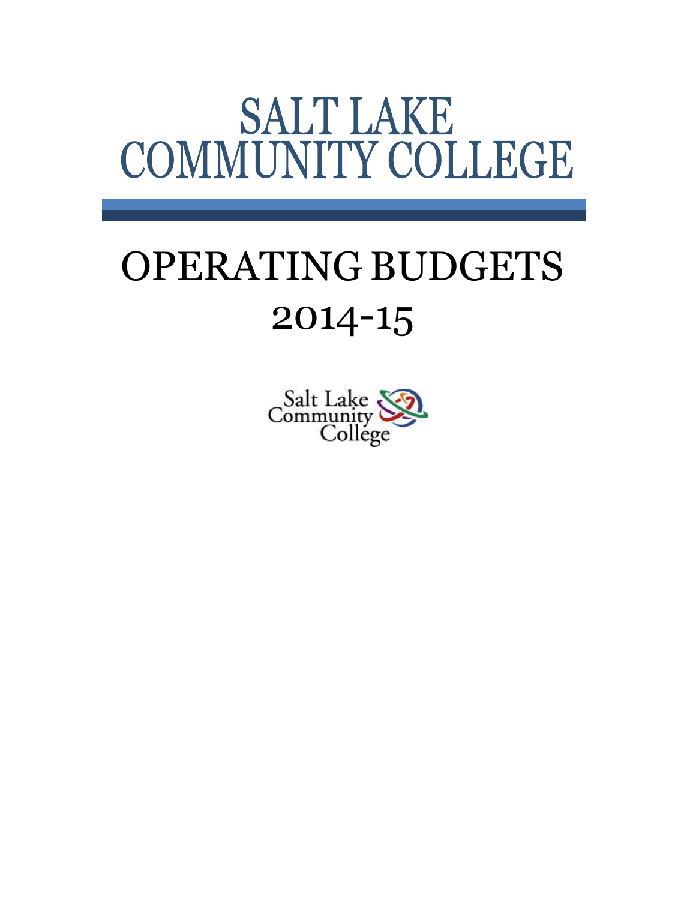# SALT LAKE COMMUNITY COLLEGE

# OPERATING BUDGETS 2014-15

Salt Lake Community College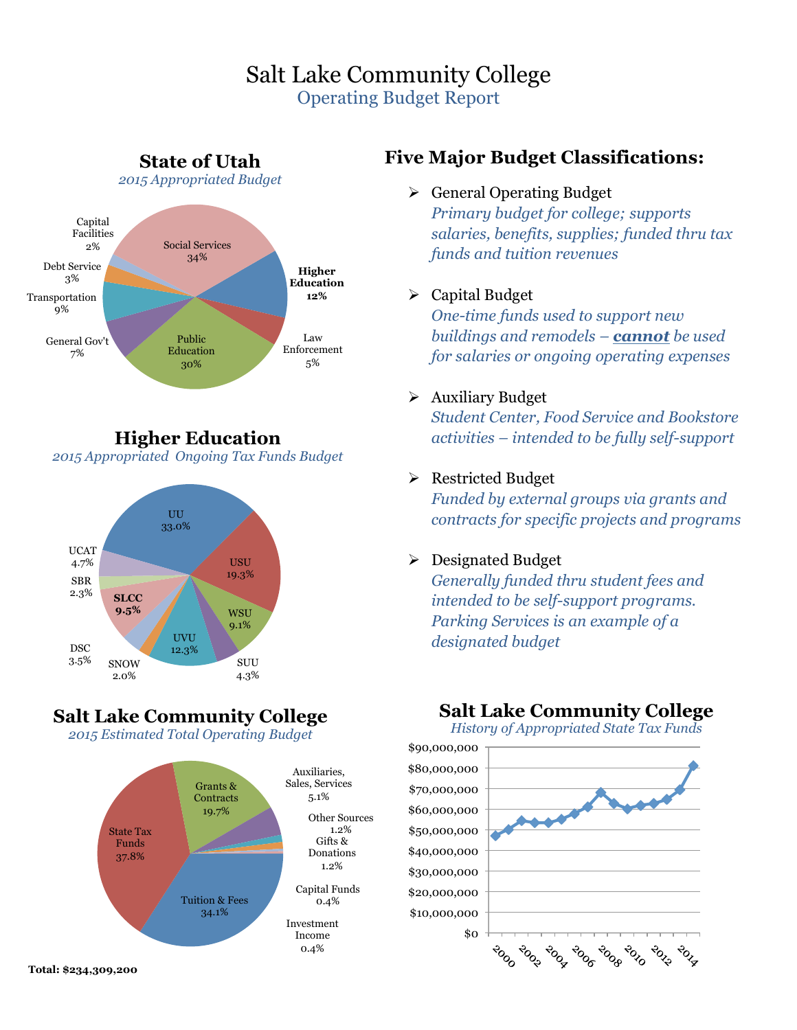# Salt Lake Community College

## Operating Budget Report

### State of Utah

*2015 Appropriated Budget*

| Category | Percent |
|---|---|
| Social Services | 34% |
| Higher Education | 12% |
| Law Enforcement | 5% |
| Public Education | 30% |
| General Gov't | 7% |
| Transportation | 9% |
| Debt Service | 3% |
| Capital Facilities | 2% |

### Higher Education

*2015 Appropriated Ongoing Tax Funds Budget*

| Institution | Percent |
|---|---|
| UU | 33.0% |
| USU | 19.3% |
| WSU | 9.1% |
| SUU | 4.3% |
| UVU | 12.3% |
| SNOW | 2.0% |
| DSC | 3.5% |
| **SLCC** | **9.5%** |
| SBR | 2.3% |
| UCAT | 4.7% |

### Salt Lake Community College

*2015 Estimated Total Operating Budget*

| Source | Percent |
|---|---|
| State Tax Funds | 37.8% |
| Tuition & Fees | 34.1% |
| Grants & Contracts | 19.7% |
| Auxiliaries, Sales, Services | 5.1% |
| Other Sources | 1.2% |
| Gifts & Donations | 1.2% |
| Capital Funds | 0.4% |
| Investment Income | 0.4% |

**Total: $234,309,200**

## Five Major Budget Classifications:

- General Operating Budget
  *Primary budget for college; supports salaries, benefits, supplies; funded thru tax funds and tuition revenues*

- Capital Budget
  *One-time funds used to support new buildings and remodels – **cannot** be used for salaries or ongoing operating expenses*

- Auxiliary Budget
  *Student Center, Food Service and Bookstore activities – intended to be fully self-support*

- Restricted Budget
  *Funded by external groups via grants and contracts for specific projects and programs*

- Designated Budget
  *Generally funded thru student fees and intended to be self-support programs. Parking Services is an example of a designated budget*

### Salt Lake Community College

*History of Appropriated State Tax Funds*

(Line chart, years 2000–2014; y-axis $0 to $90,000,000)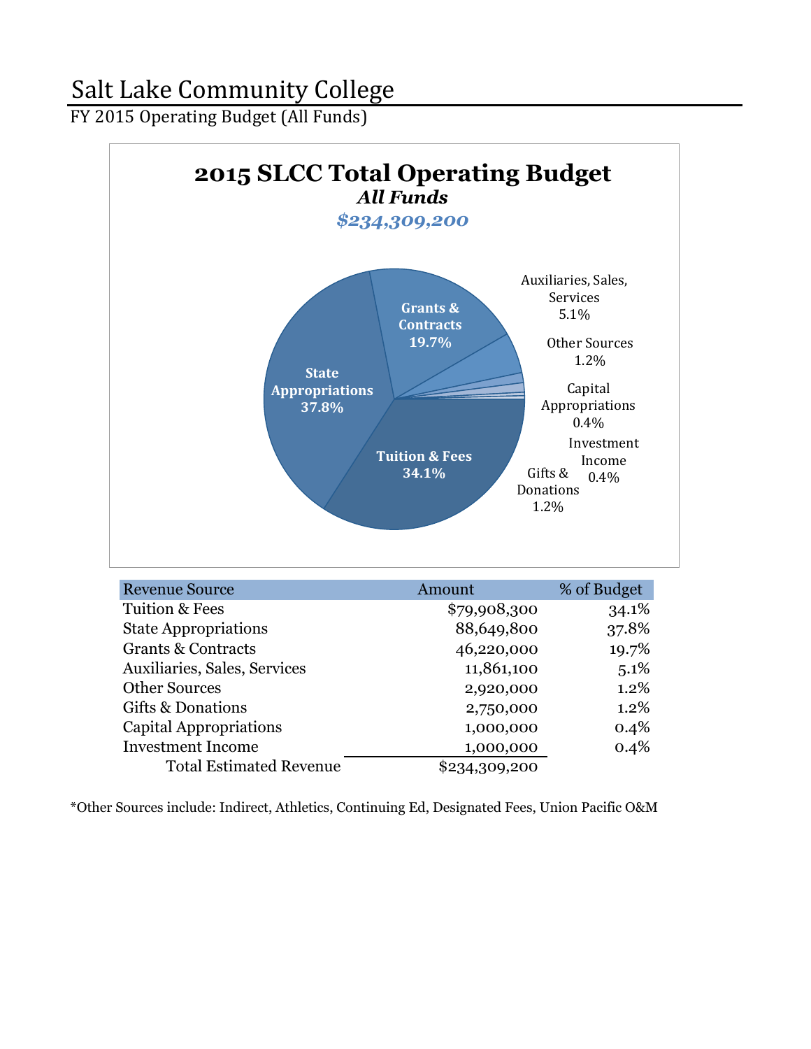# Salt Lake Community College

## FY 2015 Operating Budget (All Funds)

**2015 SLCC Total Operating Budget**

***All Funds***

***$234,309,200***

State Appropriations 37.8%
Tuition & Fees 34.1%
Grants & Contracts 19.7%
Auxiliaries, Sales, Services 5.1%
Other Sources 1.2%
Gifts & Donations 1.2%
Capital Appropriations 0.4%
Investment Income 0.4%

| Revenue Source | Amount | % of Budget |
|---|---|---|
| Tuition & Fees | $79,908,300 | 34.1% |
| State Appropriations | 88,649,800 | 37.8% |
| Grants & Contracts | 46,220,000 | 19.7% |
| Auxiliaries, Sales, Services | 11,861,100 | 5.1% |
| Other Sources | 2,920,000 | 1.2% |
| Gifts & Donations | 2,750,000 | 1.2% |
| Capital Appropriations | 1,000,000 | 0.4% |
| Investment Income | 1,000,000 | 0.4% |
| Total Estimated Revenue | $234,309,200 | |

*Other Sources include: Indirect, Athletics, Continuing Ed, Designated Fees, Union Pacific O&M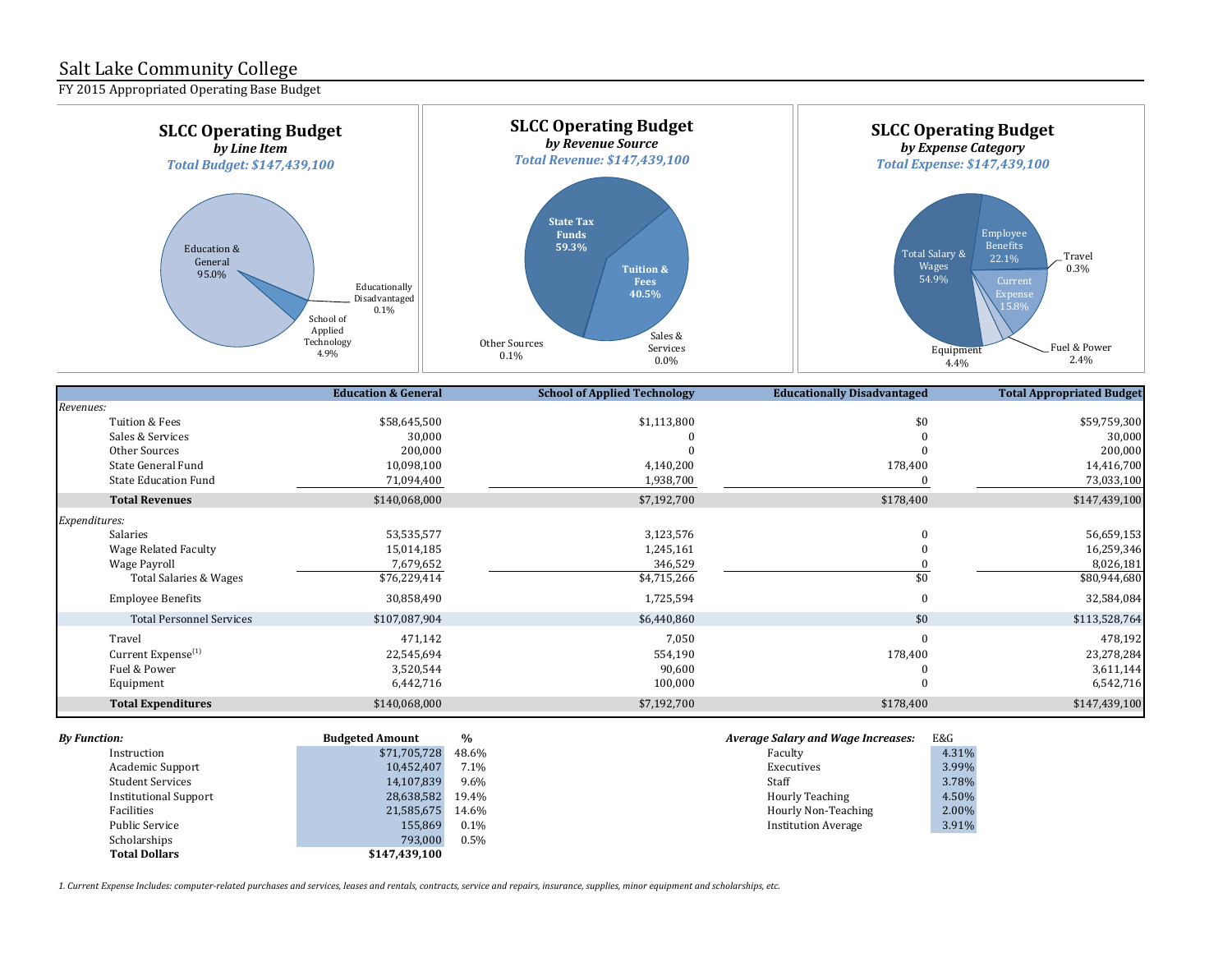# Salt Lake Community College

FY 2015 Appropriated Operating Base Budget

**SLCC Operating Budget**
*by Line Item*
*Total Budget: $147,439,100*

Education & General 95.0%
School of Applied Technology 4.9%
Educationally Disadvantaged 0.1%

**SLCC Operating Budget**
*by Revenue Source*
*Total Revenue: $147,439,100*

State Tax Funds 59.3%
Tuition & Fees 40.5%
Sales & Services 0.0%
Other Sources 0.1%

**SLCC Operating Budget**
*by Expense Category*
*Total Expense: $147,439,100*

Total Salary & Wages 54.9%
Employee Benefits 22.1%
Travel 0.3%
Current Expense 15.8%
Fuel & Power 2.4%
Equipment 4.4%

| | Education & General | School of Applied Technology | Educationally Disadvantaged | Total Appropriated Budget |
|---|---|---|---|---|
| *Revenues:* | | | | |
| Tuition & Fees | $58,645,500 | $1,113,800 | $0 | $59,759,300 |
| Sales & Services | 30,000 | 0 | 0 | 30,000 |
| Other Sources | 200,000 | 0 | 0 | 200,000 |
| State General Fund | 10,098,100 | 4,140,200 | 178,400 | 14,416,700 |
| State Education Fund | 71,094,400 | 1,938,700 | 0 | 73,033,100 |
| **Total Revenues** | $140,068,000 | $7,192,700 | $178,400 | $147,439,100 |
| *Expenditures:* | | | | |
| Salaries | 53,535,577 | 3,123,576 | 0 | 56,659,153 |
| Wage Related Faculty | 15,014,185 | 1,245,161 | 0 | 16,259,346 |
| Wage Payroll | 7,679,652 | 346,529 | 0 | 8,026,181 |
| Total Salaries & Wages | $76,229,414 | $4,715,266 | $0 | $80,944,680 |
| Employee Benefits | 30,858,490 | 1,725,594 | 0 | 32,584,084 |
| Total Personnel Services | $107,087,904 | $6,440,860 | $0 | $113,528,764 |
| Travel | 471,142 | 7,050 | 0 | 478,192 |
| Current Expense[1] | 22,545,694 | 554,190 | 178,400 | 23,278,284 |
| Fuel & Power | 3,520,544 | 90,600 | 0 | 3,611,144 |
| Equipment | 6,442,716 | 100,000 | 0 | 6,542,716 |
| **Total Expenditures** | $140,068,000 | $7,192,700 | $178,400 | $147,439,100 |

| *By Function:* | Budgeted Amount | % |
|---|---|---|
| Instruction | $71,705,728 | 48.6% |
| Academic Support | 10,452,407 | 7.1% |
| Student Services | 14,107,839 | 9.6% |
| Institutional Support | 28,638,582 | 19.4% |
| Facilities | 21,585,675 | 14.6% |
| Public Service | 155,869 | 0.1% |
| Scholarships | 793,000 | 0.5% |
| **Total Dollars** | **$147,439,100** | |

| *Average Salary and Wage Increases:* | E&G |
|---|---|
| Faculty | 4.31% |
| Executives | 3.99% |
| Staff | 3.78% |
| Hourly Teaching | 4.50% |
| Hourly Non-Teaching | 2.00% |
| Institution Average | 3.91% |

*1. Current Expense Includes: computer-related purchases and services, leases and rentals, contracts, service and repairs, insurance, supplies, minor equipment and scholarships, etc.*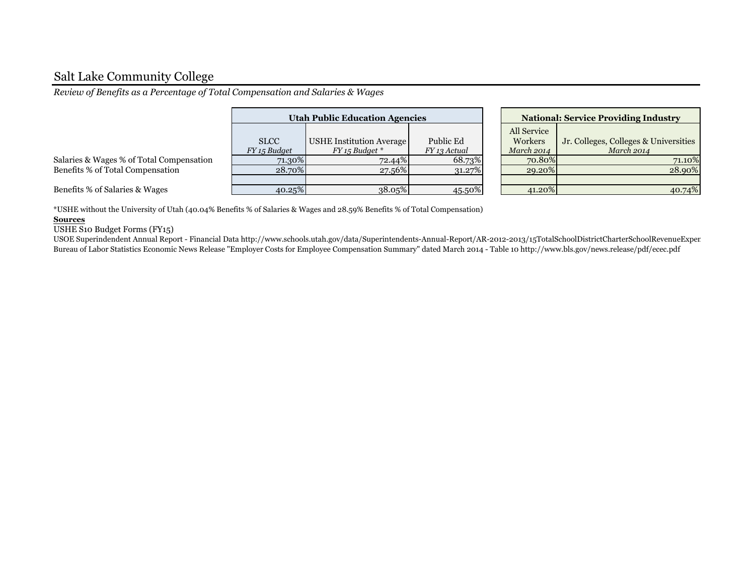# Salt Lake Community College

*Review of Benefits as a Percentage of Total Compensation and Salaries & Wages*

| | Utah Public Education Agencies | | | National: Service Providing Industry | |
|---|---|---|---|---|---|
| | SLCC *FY 15 Budget* | USHE Institution Average *FY 15 Budget \** | Public Ed *FY 13 Actual* | All Service Workers *March 2014* | Jr. Colleges, Colleges & Universities *March 2014* |
| Salaries & Wages % of Total Compensation | 71.30% | 72.44% | 68.73% | 70.80% | 71.10% |
| Benefits % of Total Compensation | 28.70% | 27.56% | 31.27% | 29.20% | 28.90% |
| | | | | | |
| Benefits % of Salaries & Wages | 40.25% | 38.05% | 45.50% | 41.20% | 40.74% |

*USHE without the University of Utah (40.04% Benefits % of Salaries & Wages and 28.59% Benefits % of Total Compensation)

**Sources**

USHE S10 Budget Forms (FY15)

USOE Superindendent Annual Report - Financial Data http://www.schools.utah.gov/data/Superintendents-Annual-Report/AR-2012-2013/15TotalSchoolDistrictCharterSchoolRevenueExper

Bureau of Labor Statistics Economic News Release "Employer Costs for Employee Compensation Summary" dated March 2014 - Table 10 http://www.bls.gov/news.release/pdf/ecec.pdf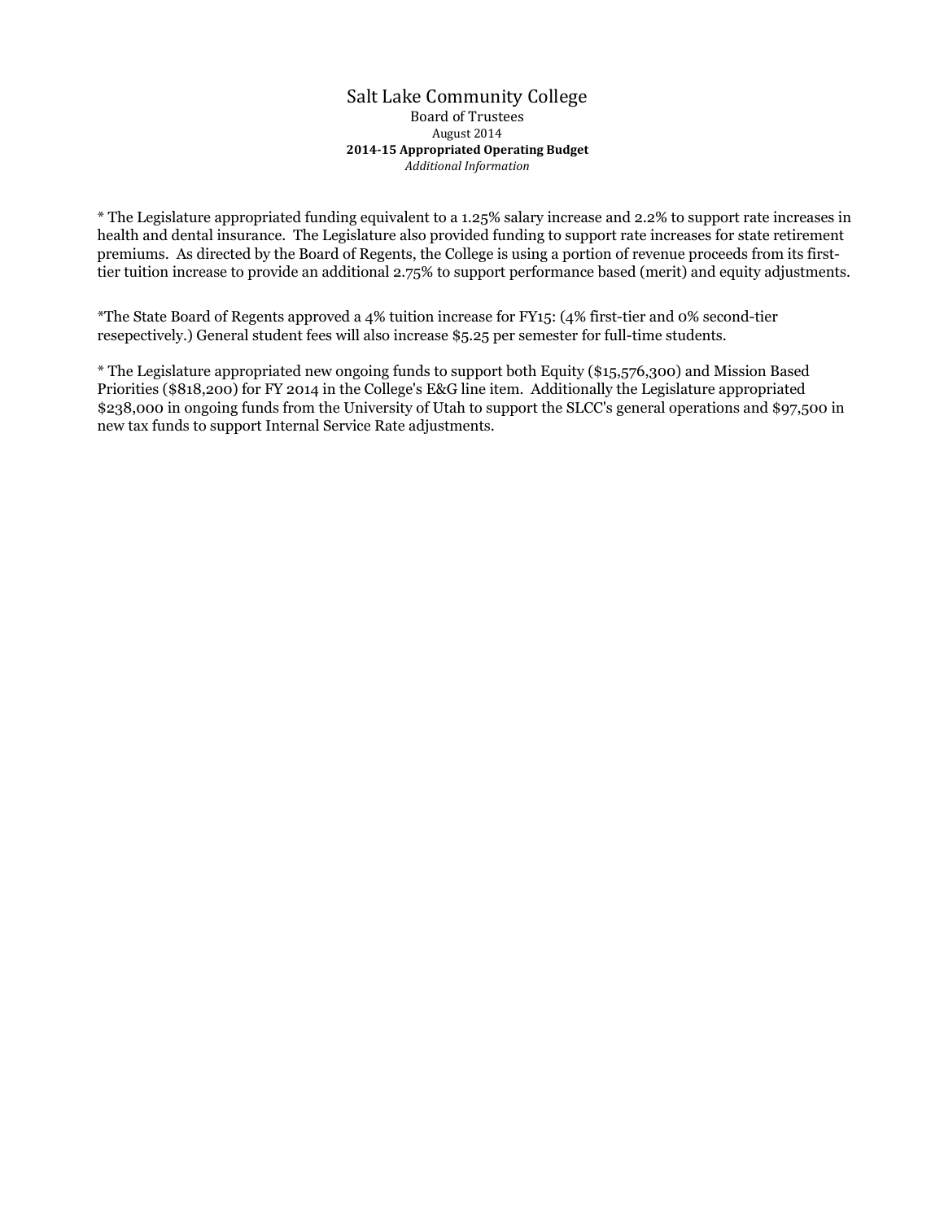# Salt Lake Community College

Board of Trustees

August 2014

**2014-15 Appropriated Operating Budget**

*Additional Information*

* The Legislature appropriated funding equivalent to a 1.25% salary increase and 2.2% to support rate increases in health and dental insurance. The Legislature also provided funding to support rate increases for state retirement premiums. As directed by the Board of Regents, the College is using a portion of revenue proceeds from its first-tier tuition increase to provide an additional 2.75% to support performance based (merit) and equity adjustments.

*The State Board of Regents approved a 4% tuition increase for FY15: (4% first-tier and 0% second-tier resepectively.) General student fees will also increase $5.25 per semester for full-time students.

* The Legislature appropriated new ongoing funds to support both Equity ($15,576,300) and Mission Based Priorities ($818,200) for FY 2014 in the College's E&G line item. Additionally the Legislature appropriated $238,000 in ongoing funds from the University of Utah to support the SLCC's general operations and $97,500 in new tax funds to support Internal Service Rate adjustments.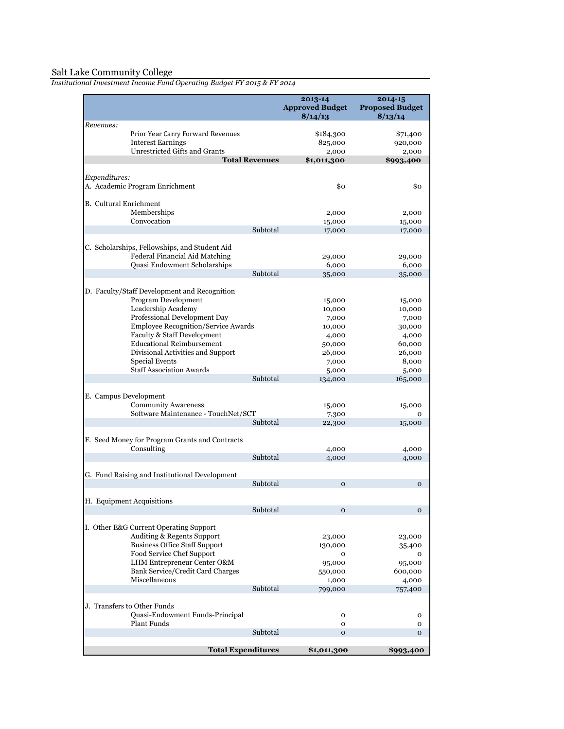Salt Lake Community College

*Institutional Investment Income Fund Operating Budget FY 2015 & FY 2014*

| | 2013-14 Approved Budget 8/14/13 | 2014-15 Proposed Budget 8/13/14 |
|---|---|---|
| *Revenues:* | | |
| Prior Year Carry Forward Revenues | $184,300 | $71,400 |
| Interest Earnings | 825,000 | 920,000 |
| Unrestricted Gifts and Grants | 2,000 | 2,000 |
| **Total Revenues** | **$1,011,300** | **$993,400** |
| | | |
| *Expenditures:* | | |
| A. Academic Program Enrichment | $0 | $0 |
| | | |
| B. Cultural Enrichment | | |
| Memberships | 2,000 | 2,000 |
| Convocation | 15,000 | 15,000 |
| Subtotal | 17,000 | 17,000 |
| | | |
| C. Scholarships, Fellowships, and Student Aid | | |
| Federal Financial Aid Matching | 29,000 | 29,000 |
| Quasi Endowment Scholarships | 6,000 | 6,000 |
| Subtotal | 35,000 | 35,000 |
| | | |
| D. Faculty/Staff Development and Recognition | | |
| Program Development | 15,000 | 15,000 |
| Leadership Academy | 10,000 | 10,000 |
| Professional Development Day | 7,000 | 7,000 |
| Employee Recognition/Service Awards | 10,000 | 30,000 |
| Faculty & Staff Development | 4,000 | 4,000 |
| Educational Reimbursement | 50,000 | 60,000 |
| Divisional Activities and Support | 26,000 | 26,000 |
| Special Events | 7,000 | 8,000 |
| Staff Association Awards | 5,000 | 5,000 |
| Subtotal | 134,000 | 165,000 |
| | | |
| E. Campus Development | | |
| Community Awareness | 15,000 | 15,000 |
| Software Maintenance - TouchNet/SCT | 7,300 | 0 |
| Subtotal | 22,300 | 15,000 |
| | | |
| F. Seed Money for Program Grants and Contracts | | |
| Consulting | 4,000 | 4,000 |
| Subtotal | 4,000 | 4,000 |
| | | |
| G. Fund Raising and Institutional Development | | |
| Subtotal | 0 | 0 |
| | | |
| H. Equipment Acquisitions | | |
| Subtotal | 0 | 0 |
| | | |
| I. Other E&G Current Operating Support | | |
| Auditing & Regents Support | 23,000 | 23,000 |
| Business Office Staff Support | 130,000 | 35,400 |
| Food Service Chef Support | 0 | 0 |
| LHM Entrepreneur Center O&M | 95,000 | 95,000 |
| Bank Service/Credit Card Charges | 550,000 | 600,000 |
| Miscellaneous | 1,000 | 4,000 |
| Subtotal | 799,000 | 757,400 |
| | | |
| J. Transfers to Other Funds | | |
| Quasi-Endowment Funds-Principal | 0 | 0 |
| Plant Funds | 0 | 0 |
| Subtotal | 0 | 0 |
| | | |
| **Total Expenditures** | **$1,011,300** | **$993,400** |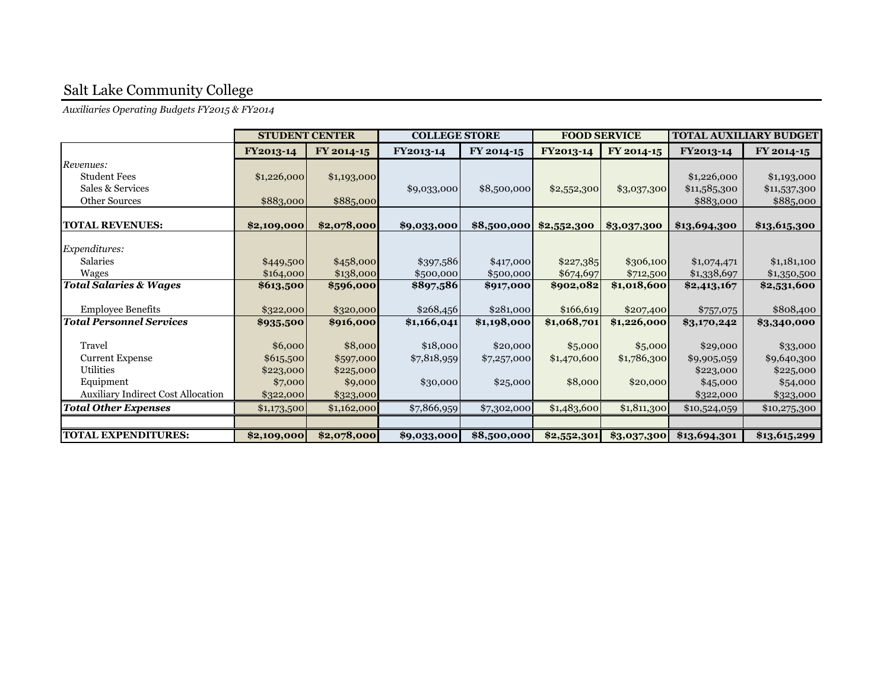# Salt Lake Community College

*Auxiliaries Operating Budgets FY2015 & FY2014*

| | STUDENT CENTER | | COLLEGE STORE | | FOOD SERVICE | | TOTAL AUXILIARY BUDGET | |
|---|---|---|---|---|---|---|---|---|
| | FY2013-14 | FY 2014-15 | FY2013-14 | FY 2014-15 | FY2013-14 | FY 2014-15 | FY2013-14 | FY 2014-15 |
| *Revenues:* | | | | | | | | |
| Student Fees | $1,226,000 | $1,193,000 | | | | | $1,226,000 | $1,193,000 |
| Sales & Services | | | $9,033,000 | $8,500,000 | $2,552,300 | $3,037,300 | $11,585,300 | $11,537,300 |
| Other Sources | $883,000 | $885,000 | | | | | $883,000 | $885,000 |
| **TOTAL REVENUES:** | **$2,109,000** | **$2,078,000** | **$9,033,000** | **$8,500,000** | **$2,552,300** | **$3,037,300** | **$13,694,300** | **$13,615,300** |
| *Expenditures:* | | | | | | | | |
| Salaries | $449,500 | $458,000 | $397,586 | $417,000 | $227,385 | $306,100 | $1,074,471 | $1,181,100 |
| Wages | $164,000 | $138,000 | $500,000 | $500,000 | $674,697 | $712,500 | $1,338,697 | $1,350,500 |
| ***Total Salaries & Wages*** | **$613,500** | **$596,000** | **$897,586** | **$917,000** | **$902,082** | **$1,018,600** | **$2,413,167** | **$2,531,600** |
| Employee Benefits | $322,000 | $320,000 | $268,456 | $281,000 | $166,619 | $207,400 | $757,075 | $808,400 |
| ***Total Personnel Services*** | **$935,500** | **$916,000** | **$1,166,041** | **$1,198,000** | **$1,068,701** | **$1,226,000** | **$3,170,242** | **$3,340,000** |
| Travel | $6,000 | $8,000 | $18,000 | $20,000 | $5,000 | $5,000 | $29,000 | $33,000 |
| Current Expense | $615,500 | $597,000 | $7,818,959 | $7,257,000 | $1,470,600 | $1,786,300 | $9,905,059 | $9,640,300 |
| Utilities | $223,000 | $225,000 | | | | | $223,000 | $225,000 |
| Equipment | $7,000 | $9,000 | $30,000 | $25,000 | $8,000 | $20,000 | $45,000 | $54,000 |
| Auxiliary Indirect Cost Allocation | $322,000 | $323,000 | | | | | $322,000 | $323,000 |
| ***Total Other Expenses*** | $1,173,500 | $1,162,000 | $7,866,959 | $7,302,000 | $1,483,600 | $1,811,300 | $10,524,059 | $10,275,300 |
| **TOTAL EXPENDITURES:** | **$2,109,000** | **$2,078,000** | **$9,033,000** | **$8,500,000** | **$2,552,301** | **$3,037,300** | **$13,694,301** | **$13,615,299** |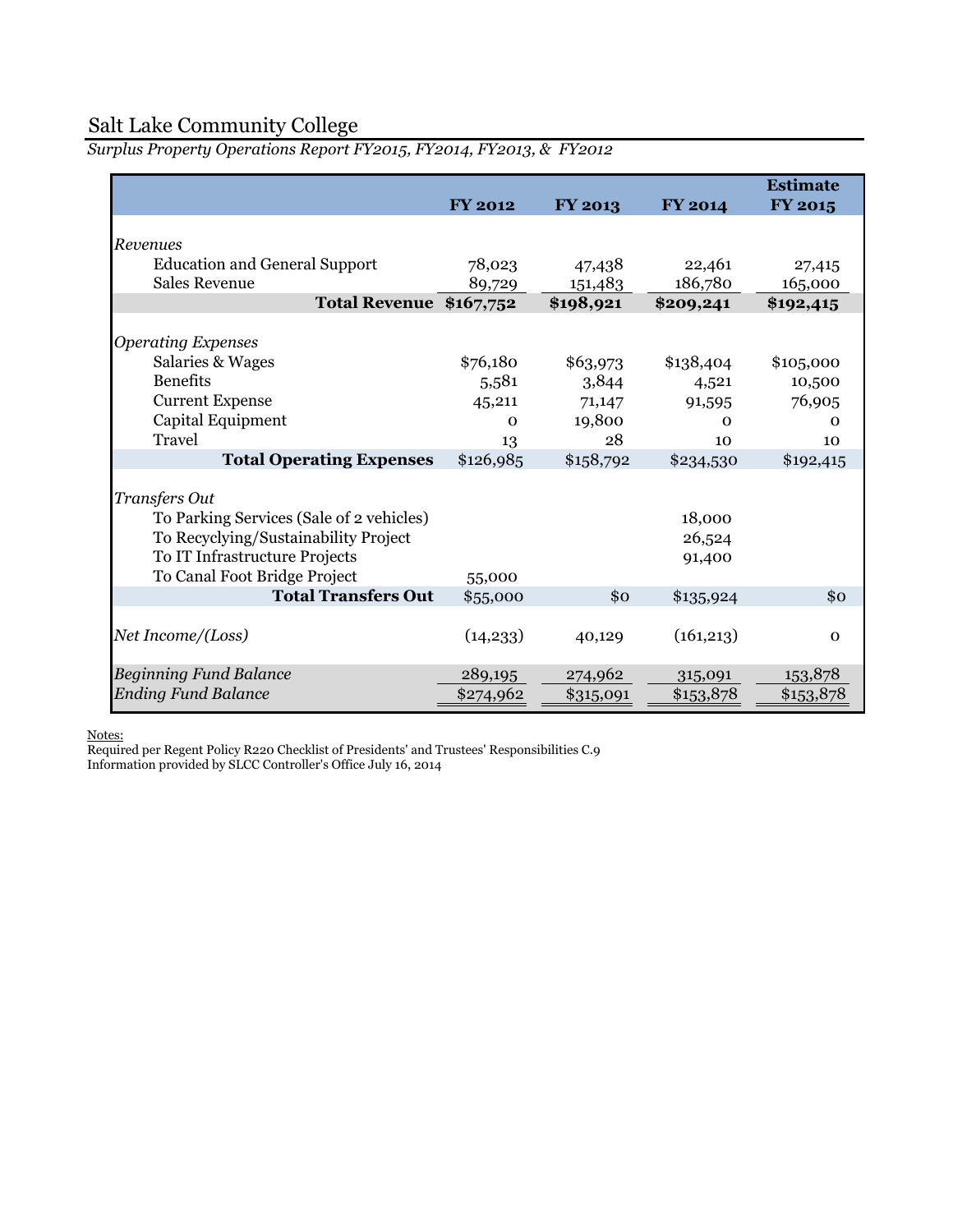# Salt Lake Community College

*Surplus Property Operations Report FY2015, FY2014, FY2013, & FY2012*

| | FY 2012 | FY 2013 | FY 2014 | Estimate FY 2015 |
|---|---|---|---|---|
| *Revenues* | | | | |
| Education and General Support | 78,023 | 47,438 | 22,461 | 27,415 |
| Sales Revenue | 89,729 | 151,483 | 186,780 | 165,000 |
| **Total Revenue** | **$167,752** | **$198,921** | **$209,241** | **$192,415** |
| *Operating Expenses* | | | | |
| Salaries & Wages | $76,180 | $63,973 | $138,404 | $105,000 |
| Benefits | 5,581 | 3,844 | 4,521 | 10,500 |
| Current Expense | 45,211 | 71,147 | 91,595 | 76,905 |
| Capital Equipment | 0 | 19,800 | 0 | 0 |
| Travel | 13 | 28 | 10 | 10 |
| **Total Operating Expenses** | $126,985 | $158,792 | $234,530 | $192,415 |
| *Transfers Out* | | | | |
| To Parking Services (Sale of 2 vehicles) | | | 18,000 | |
| To Recyclying/Sustainability Project | | | 26,524 | |
| To IT Infrastructure Projects | | | 91,400 | |
| To Canal Foot Bridge Project | 55,000 | | | |
| **Total Transfers Out** | $55,000 | $0 | $135,924 | $0 |
| *Net Income/(Loss)* | (14,233) | 40,129 | (161,213) | 0 |
| *Beginning Fund Balance* | 289,195 | 274,962 | 315,091 | 153,878 |
| *Ending Fund Balance* | $274,962 | $315,091 | $153,878 | $153,878 |

Notes:
Required per Regent Policy R220 Checklist of Presidents' and Trustees' Responsibilities C.9
Information provided by SLCC Controller's Office July 16, 2014